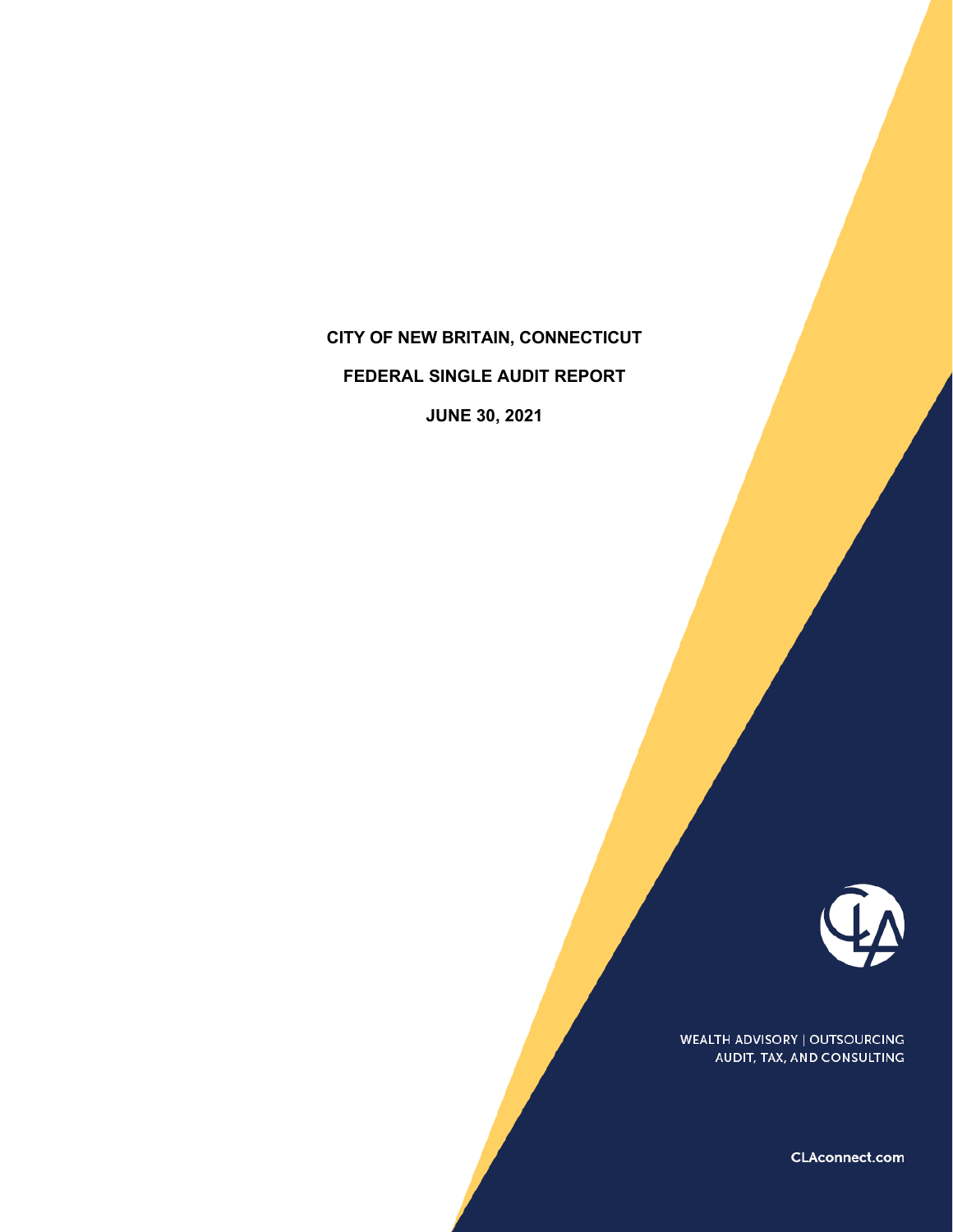# CITY OF NEW BRITAIN, CONNECTICUT

## FEDERAL SINGLE AUDIT REPORT

## JUNE 30, 2021

WEALTH ADVISORY | OUTSOURCING
AUDIT, TAX, AND CONSULTING

CLAconnect.com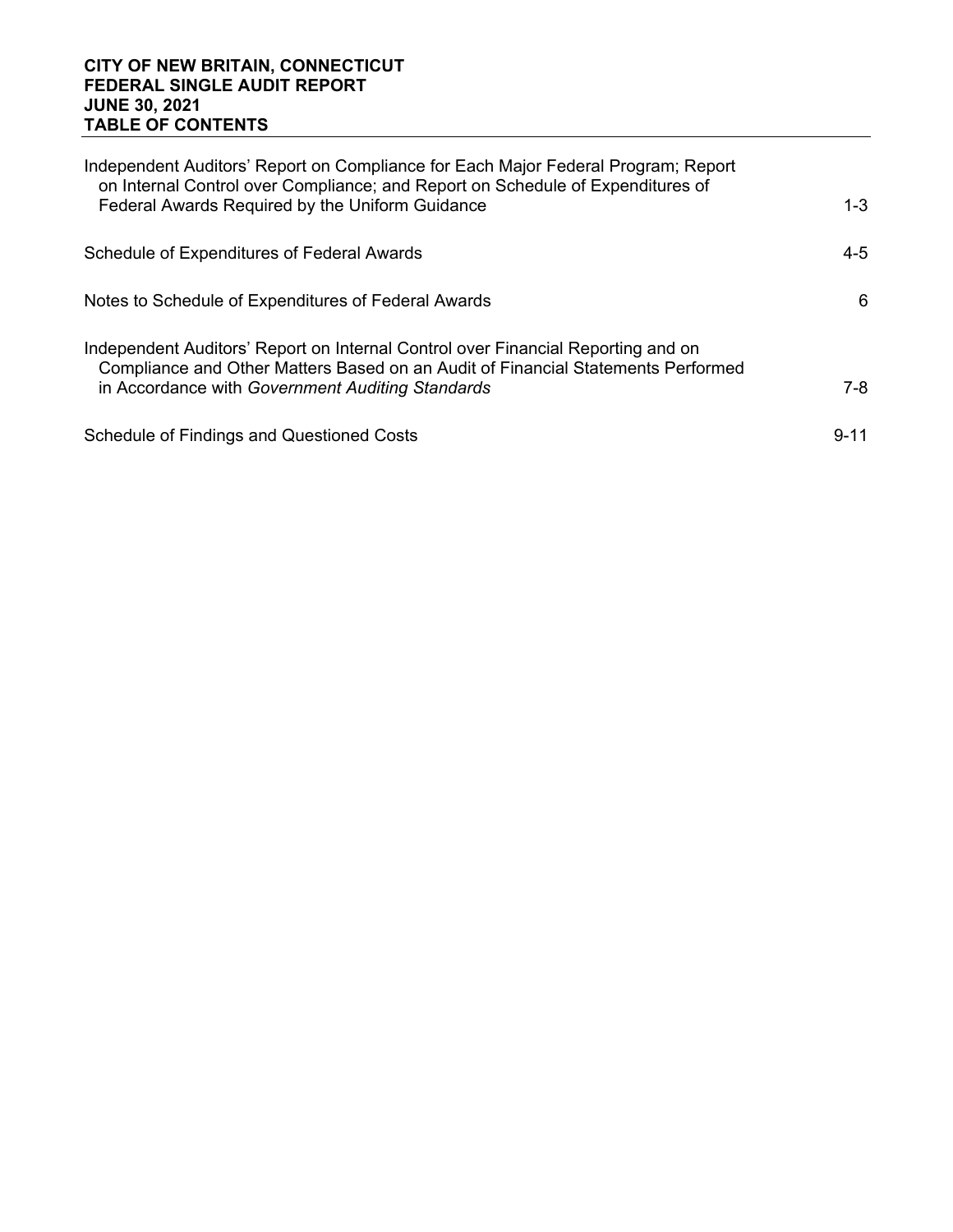**CITY OF NEW BRITAIN, CONNECTICUT**
**FEDERAL SINGLE AUDIT REPORT**
**JUNE 30, 2021**
**TABLE OF CONTENTS**

| | |
|---|---|
| Independent Auditors' Report on Compliance for Each Major Federal Program; Report on Internal Control over Compliance; and Report on Schedule of Expenditures of Federal Awards Required by the Uniform Guidance | 1-3 |
| Schedule of Expenditures of Federal Awards | 4-5 |
| Notes to Schedule of Expenditures of Federal Awards | 6 |
| Independent Auditors' Report on Internal Control over Financial Reporting and on Compliance and Other Matters Based on an Audit of Financial Statements Performed in Accordance with *Government Auditing Standards* | 7-8 |
| Schedule of Findings and Questioned Costs | 9-11 |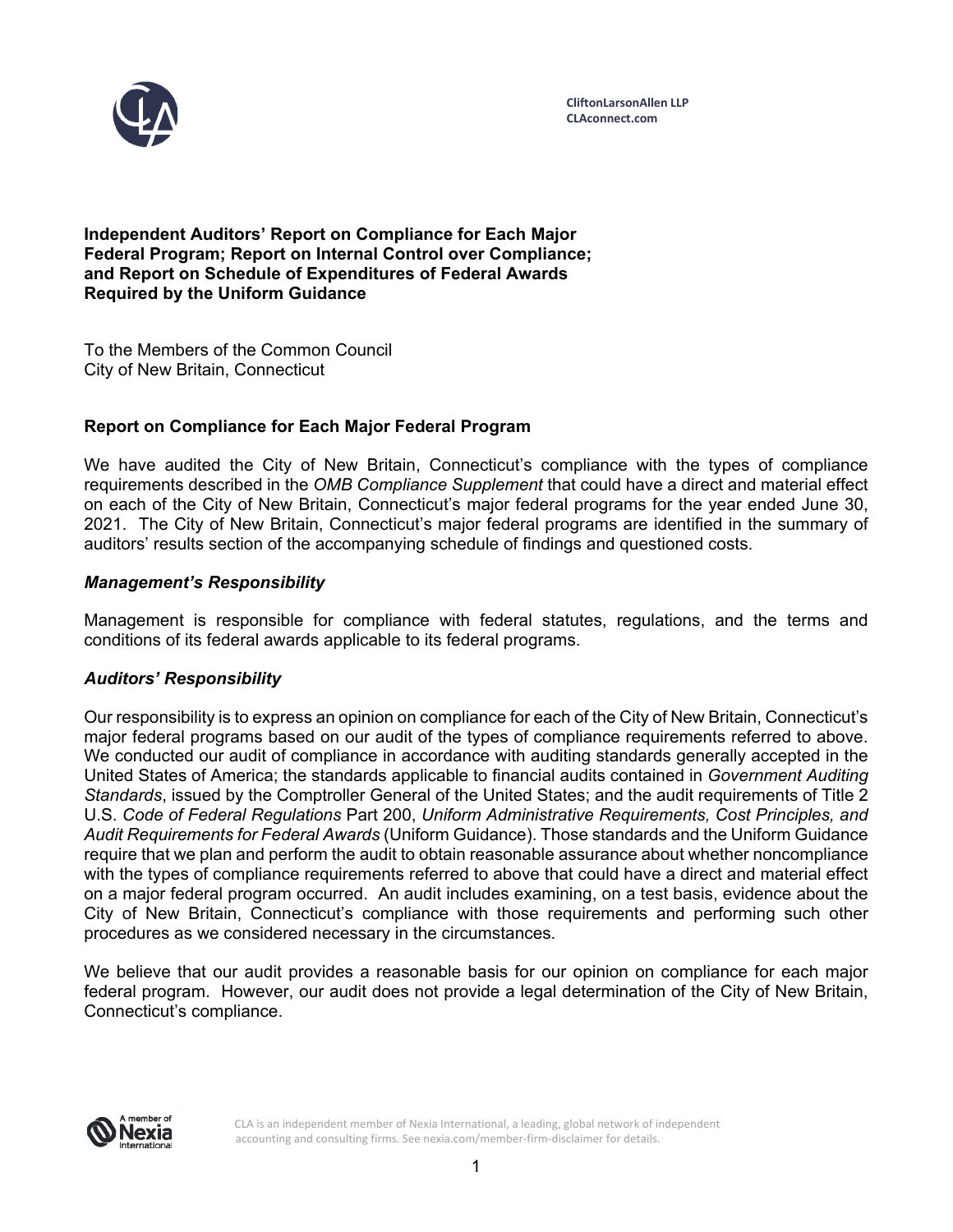CliftonLarsonAllen LLP
CLAconnect.com

**Independent Auditors' Report on Compliance for Each Major Federal Program; Report on Internal Control over Compliance; and Report on Schedule of Expenditures of Federal Awards Required by the Uniform Guidance**

To the Members of the Common Council
City of New Britain, Connecticut

## Report on Compliance for Each Major Federal Program

We have audited the City of New Britain, Connecticut's compliance with the types of compliance requirements described in the *OMB Compliance Supplement* that could have a direct and material effect on each of the City of New Britain, Connecticut's major federal programs for the year ended June 30, 2021. The City of New Britain, Connecticut's major federal programs are identified in the summary of auditors' results section of the accompanying schedule of findings and questioned costs.

### *Management's Responsibility*

Management is responsible for compliance with federal statutes, regulations, and the terms and conditions of its federal awards applicable to its federal programs.

### *Auditors' Responsibility*

Our responsibility is to express an opinion on compliance for each of the City of New Britain, Connecticut's major federal programs based on our audit of the types of compliance requirements referred to above. We conducted our audit of compliance in accordance with auditing standards generally accepted in the United States of America; the standards applicable to financial audits contained in *Government Auditing Standards*, issued by the Comptroller General of the United States; and the audit requirements of Title 2 U.S. *Code of Federal Regulations* Part 200, *Uniform Administrative Requirements, Cost Principles, and Audit Requirements for Federal Awards* (Uniform Guidance). Those standards and the Uniform Guidance require that we plan and perform the audit to obtain reasonable assurance about whether noncompliance with the types of compliance requirements referred to above that could have a direct and material effect on a major federal program occurred. An audit includes examining, on a test basis, evidence about the City of New Britain, Connecticut's compliance with those requirements and performing such other procedures as we considered necessary in the circumstances.

We believe that our audit provides a reasonable basis for our opinion on compliance for each major federal program. However, our audit does not provide a legal determination of the City of New Britain, Connecticut's compliance.

CLA is an independent member of Nexia International, a leading, global network of independent accounting and consulting firms. See nexia.com/member-firm-disclaimer for details.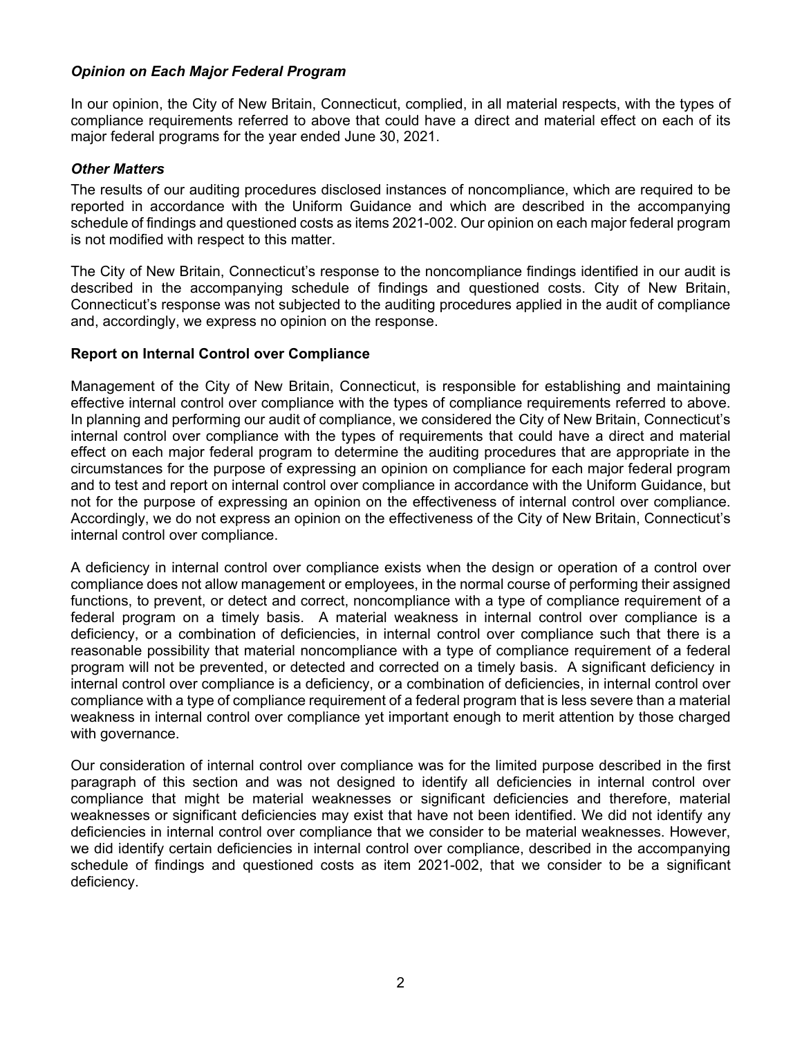### *Opinion on Each Major Federal Program*

In our opinion, the City of New Britain, Connecticut, complied, in all material respects, with the types of compliance requirements referred to above that could have a direct and material effect on each of its major federal programs for the year ended June 30, 2021.

### *Other Matters*

The results of our auditing procedures disclosed instances of noncompliance, which are required to be reported in accordance with the Uniform Guidance and which are described in the accompanying schedule of findings and questioned costs as items 2021-002. Our opinion on each major federal program is not modified with respect to this matter.

The City of New Britain, Connecticut's response to the noncompliance findings identified in our audit is described in the accompanying schedule of findings and questioned costs. City of New Britain, Connecticut's response was not subjected to the auditing procedures applied in the audit of compliance and, accordingly, we express no opinion on the response.

## **Report on Internal Control over Compliance**

Management of the City of New Britain, Connecticut, is responsible for establishing and maintaining effective internal control over compliance with the types of compliance requirements referred to above. In planning and performing our audit of compliance, we considered the City of New Britain, Connecticut's internal control over compliance with the types of requirements that could have a direct and material effect on each major federal program to determine the auditing procedures that are appropriate in the circumstances for the purpose of expressing an opinion on compliance for each major federal program and to test and report on internal control over compliance in accordance with the Uniform Guidance, but not for the purpose of expressing an opinion on the effectiveness of internal control over compliance. Accordingly, we do not express an opinion on the effectiveness of the City of New Britain, Connecticut's internal control over compliance.

A deficiency in internal control over compliance exists when the design or operation of a control over compliance does not allow management or employees, in the normal course of performing their assigned functions, to prevent, or detect and correct, noncompliance with a type of compliance requirement of a federal program on a timely basis. A material weakness in internal control over compliance is a deficiency, or a combination of deficiencies, in internal control over compliance such that there is a reasonable possibility that material noncompliance with a type of compliance requirement of a federal program will not be prevented, or detected and corrected on a timely basis. A significant deficiency in internal control over compliance is a deficiency, or a combination of deficiencies, in internal control over compliance with a type of compliance requirement of a federal program that is less severe than a material weakness in internal control over compliance yet important enough to merit attention by those charged with governance.

Our consideration of internal control over compliance was for the limited purpose described in the first paragraph of this section and was not designed to identify all deficiencies in internal control over compliance that might be material weaknesses or significant deficiencies and therefore, material weaknesses or significant deficiencies may exist that have not been identified. We did not identify any deficiencies in internal control over compliance that we consider to be material weaknesses. However, we did identify certain deficiencies in internal control over compliance, described in the accompanying schedule of findings and questioned costs as item 2021-002, that we consider to be a significant deficiency.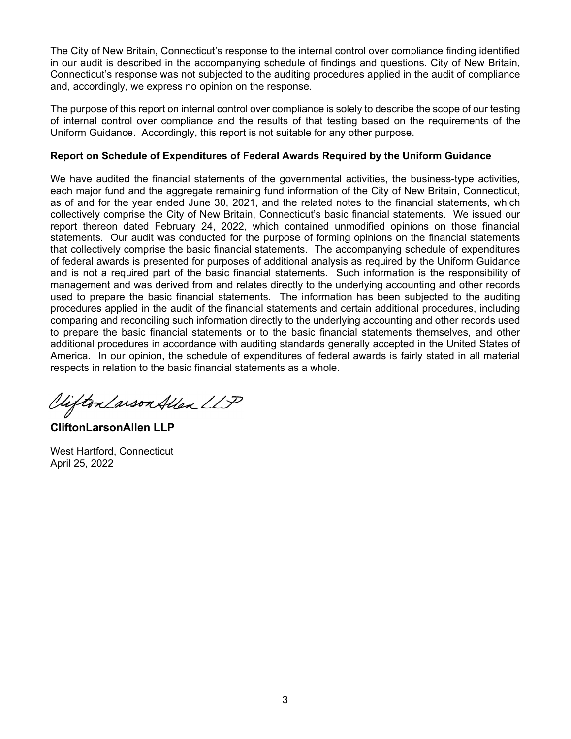The City of New Britain, Connecticut's response to the internal control over compliance finding identified in our audit is described in the accompanying schedule of findings and questions. City of New Britain, Connecticut's response was not subjected to the auditing procedures applied in the audit of compliance and, accordingly, we express no opinion on the response.

The purpose of this report on internal control over compliance is solely to describe the scope of our testing of internal control over compliance and the results of that testing based on the requirements of the Uniform Guidance. Accordingly, this report is not suitable for any other purpose.

**Report on Schedule of Expenditures of Federal Awards Required by the Uniform Guidance**

We have audited the financial statements of the governmental activities, the business-type activities, each major fund and the aggregate remaining fund information of the City of New Britain, Connecticut, as of and for the year ended June 30, 2021, and the related notes to the financial statements, which collectively comprise the City of New Britain, Connecticut's basic financial statements. We issued our report thereon dated February 24, 2022, which contained unmodified opinions on those financial statements. Our audit was conducted for the purpose of forming opinions on the financial statements that collectively comprise the basic financial statements. The accompanying schedule of expenditures of federal awards is presented for purposes of additional analysis as required by the Uniform Guidance and is not a required part of the basic financial statements. Such information is the responsibility of management and was derived from and relates directly to the underlying accounting and other records used to prepare the basic financial statements. The information has been subjected to the auditing procedures applied in the audit of the financial statements and certain additional procedures, including comparing and reconciling such information directly to the underlying accounting and other records used to prepare the basic financial statements or to the basic financial statements themselves, and other additional procedures in accordance with auditing standards generally accepted in the United States of America. In our opinion, the schedule of expenditures of federal awards is fairly stated in all material respects in relation to the basic financial statements as a whole.

CliftonLarsonAllen LLP

**CliftonLarsonAllen LLP**

West Hartford, Connecticut
April 25, 2022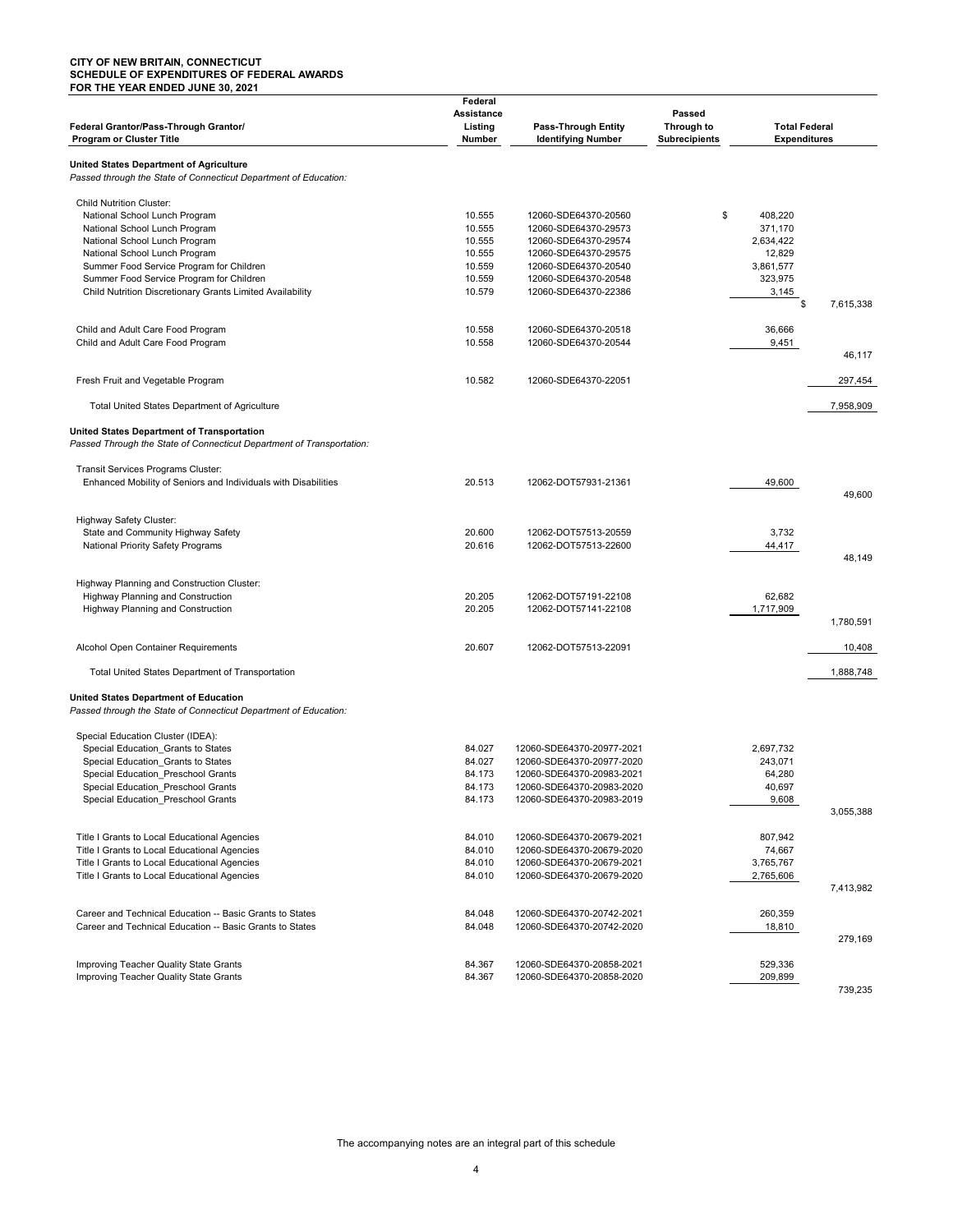**CITY OF NEW BRITAIN, CONNECTICUT**
**SCHEDULE OF EXPENDITURES OF FEDERAL AWARDS**
**FOR THE YEAR ENDED JUNE 30, 2021**

| Federal Grantor/Pass-Through Grantor/ Program or Cluster Title | Federal Assistance Listing Number | Pass-Through Entity Identifying Number | Passed Through to Subrecipients | Total Federal Expenditures | |
|---|---|---|---|---|---|
| **United States Department of Agriculture** | | | | | |
| *Passed through the State of Connecticut Department of Education:* | | | | | |
| Child Nutrition Cluster: | | | | | |
| National School Lunch Program | 10.555 | 12060-SDE64370-20560 | | $ 408,220 | |
| National School Lunch Program | 10.555 | 12060-SDE64370-29573 | | 371,170 | |
| National School Lunch Program | 10.555 | 12060-SDE64370-29574 | | 2,634,422 | |
| National School Lunch Program | 10.555 | 12060-SDE64370-29575 | | 12,829 | |
| Summer Food Service Program for Children | 10.559 | 12060-SDE64370-20540 | | 3,861,577 | |
| Summer Food Service Program for Children | 10.559 | 12060-SDE64370-20548 | | 323,975 | |
| Child Nutrition Discretionary Grants Limited Availability | 10.579 | 12060-SDE64370-22386 | | 3,145 | |
| | | | | | $ 7,615,338 |
| Child and Adult Care Food Program | 10.558 | 12060-SDE64370-20518 | | 36,666 | |
| Child and Adult Care Food Program | 10.558 | 12060-SDE64370-20544 | | 9,451 | |
| | | | | | 46,117 |
| Fresh Fruit and Vegetable Program | 10.582 | 12060-SDE64370-22051 | | | 297,454 |
| Total United States Department of Agriculture | | | | | 7,958,909 |
| **United States Department of Transportation** | | | | | |
| *Passed Through the State of Connecticut Department of Transportation:* | | | | | |
| Transit Services Programs Cluster: | | | | | |
| Enhanced Mobility of Seniors and Individuals with Disabilities | 20.513 | 12062-DOT57931-21361 | | 49,600 | |
| | | | | | 49,600 |
| Highway Safety Cluster: | | | | | |
| State and Community Highway Safety | 20.600 | 12062-DOT57513-20559 | | 3,732 | |
| National Priority Safety Programs | 20.616 | 12062-DOT57513-22600 | | 44,417 | |
| | | | | | 48,149 |
| Highway Planning and Construction Cluster: | | | | | |
| Highway Planning and Construction | 20.205 | 12062-DOT57191-22108 | | 62,682 | |
| Highway Planning and Construction | 20.205 | 12062-DOT57141-22108 | | 1,717,909 | |
| | | | | | 1,780,591 |
| Alcohol Open Container Requirements | 20.607 | 12062-DOT57513-22091 | | | 10,408 |
| Total United States Department of Transportation | | | | | 1,888,748 |
| **United States Department of Education** | | | | | |
| *Passed through the State of Connecticut Department of Education:* | | | | | |
| Special Education Cluster (IDEA): | | | | | |
| Special Education_Grants to States | 84.027 | 12060-SDE64370-20977-2021 | | 2,697,732 | |
| Special Education_Grants to States | 84.027 | 12060-SDE64370-20977-2020 | | 243,071 | |
| Special Education_Preschool Grants | 84.173 | 12060-SDE64370-20983-2021 | | 64,280 | |
| Special Education_Preschool Grants | 84.173 | 12060-SDE64370-20983-2020 | | 40,697 | |
| Special Education_Preschool Grants | 84.173 | 12060-SDE64370-20983-2019 | | 9,608 | |
| | | | | | 3,055,388 |
| Title I Grants to Local Educational Agencies | 84.010 | 12060-SDE64370-20679-2021 | | 807,942 | |
| Title I Grants to Local Educational Agencies | 84.010 | 12060-SDE64370-20679-2020 | | 74,667 | |
| Title I Grants to Local Educational Agencies | 84.010 | 12060-SDE64370-20679-2021 | | 3,765,767 | |
| Title I Grants to Local Educational Agencies | 84.010 | 12060-SDE64370-20679-2020 | | 2,765,606 | |
| | | | | | 7,413,982 |
| Career and Technical Education -- Basic Grants to States | 84.048 | 12060-SDE64370-20742-2021 | | 260,359 | |
| Career and Technical Education -- Basic Grants to States | 84.048 | 12060-SDE64370-20742-2020 | | 18,810 | |
| | | | | | 279,169 |
| Improving Teacher Quality State Grants | 84.367 | 12060-SDE64370-20858-2021 | | 529,336 | |
| Improving Teacher Quality State Grants | 84.367 | 12060-SDE64370-20858-2020 | | 209,899 | |
| | | | | | 739,235 |

The accompanying notes are an integral part of this schedule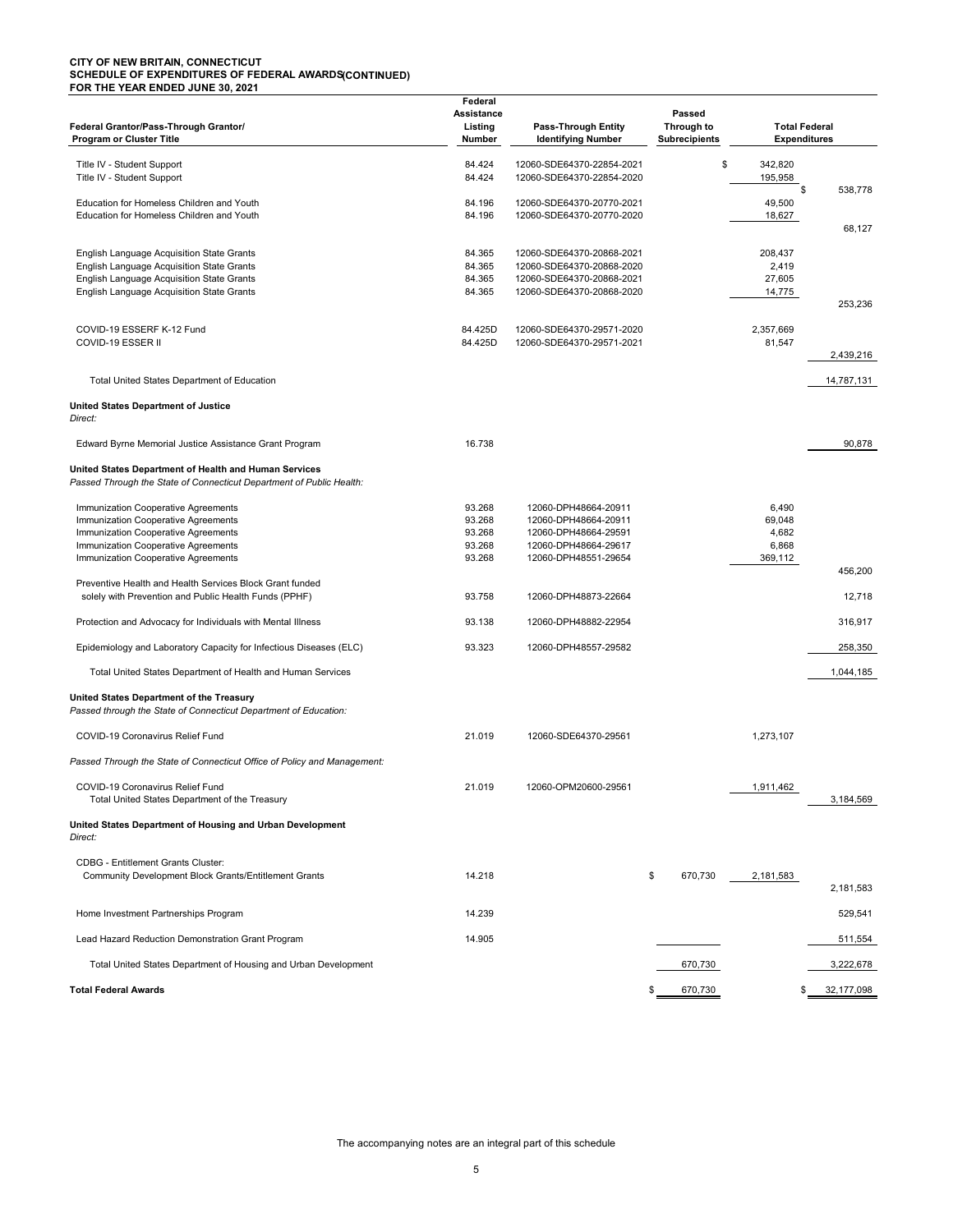**CITY OF NEW BRITAIN, CONNECTICUT**
**SCHEDULE OF EXPENDITURES OF FEDERAL AWARDS (CONTINUED)**
**FOR THE YEAR ENDED JUNE 30, 2021**

| Federal Grantor/Pass-Through Grantor/ Program or Cluster Title | Federal Assistance Listing Number | Pass-Through Entity Identifying Number | Passed Through to Subrecipients | Total Federal Expenditures | |
|---|---|---|---|---|---|
| Title IV - Student Support | 84.424 | 12060-SDE64370-22854-2021 | | $ 342,820 | |
| Title IV - Student Support | 84.424 | 12060-SDE64370-22854-2020 | | 195,958 | $ 538,778 |
| Education for Homeless Children and Youth | 84.196 | 12060-SDE64370-20770-2021 | | 49,500 | |
| Education for Homeless Children and Youth | 84.196 | 12060-SDE64370-20770-2020 | | 18,627 | 68,127 |
| English Language Acquisition State Grants | 84.365 | 12060-SDE64370-20868-2021 | | 208,437 | |
| English Language Acquisition State Grants | 84.365 | 12060-SDE64370-20868-2020 | | 2,419 | |
| English Language Acquisition State Grants | 84.365 | 12060-SDE64370-20868-2021 | | 27,605 | |
| English Language Acquisition State Grants | 84.365 | 12060-SDE64370-20868-2020 | | 14,775 | 253,236 |
| COVID-19 ESSERF K-12 Fund | 84.425D | 12060-SDE64370-29571-2020 | | 2,357,669 | |
| COVID-19 ESSER II | 84.425D | 12060-SDE64370-29571-2021 | | 81,547 | 2,439,216 |
| Total United States Department of Education | | | | | 14,787,131 |
| **United States Department of Justice** | | | | | |
| *Direct:* | | | | | |
| Edward Byrne Memorial Justice Assistance Grant Program | 16.738 | | | | 90,878 |
| **United States Department of Health and Human Services** | | | | | |
| *Passed Through the State of Connecticut Department of Public Health:* | | | | | |
| Immunization Cooperative Agreements | 93.268 | 12060-DPH48664-20911 | | 6,490 | |
| Immunization Cooperative Agreements | 93.268 | 12060-DPH48664-20911 | | 69,048 | |
| Immunization Cooperative Agreements | 93.268 | 12060-DPH48664-29591 | | 4,682 | |
| Immunization Cooperative Agreements | 93.268 | 12060-DPH48664-29617 | | 6,868 | |
| Immunization Cooperative Agreements | 93.268 | 12060-DPH48551-29654 | | 369,112 | 456,200 |
| Preventive Health and Health Services Block Grant funded solely with Prevention and Public Health Funds (PPHF) | 93.758 | 12060-DPH48873-22664 | | | 12,718 |
| Protection and Advocacy for Individuals with Mental Illness | 93.138 | 12060-DPH48882-22954 | | | 316,917 |
| Epidemiology and Laboratory Capacity for Infectious Diseases (ELC) | 93.323 | 12060-DPH48557-29582 | | | 258,350 |
| Total United States Department of Health and Human Services | | | | | 1,044,185 |
| **United States Department of the Treasury** | | | | | |
| *Passed through the State of Connecticut Department of Education:* | | | | | |
| COVID-19 Coronavirus Relief Fund | 21.019 | 12060-SDE64370-29561 | | 1,273,107 | |
| *Passed Through the State of Connecticut Office of Policy and Management:* | | | | | |
| COVID-19 Coronavirus Relief Fund | 21.019 | 12060-OPM20600-29561 | | 1,911,462 | |
| Total United States Department of the Treasury | | | | | 3,184,569 |
| **United States Department of Housing and Urban Development** | | | | | |
| *Direct:* | | | | | |
| CDBG - Entitlement Grants Cluster: | | | | | |
| Community Development Block Grants/Entitlement Grants | 14.218 | | $ 670,730 | 2,181,583 | 2,181,583 |
| Home Investment Partnerships Program | 14.239 | | | | 529,541 |
| Lead Hazard Reduction Demonstration Grant Program | 14.905 | | | | 511,554 |
| Total United States Department of Housing and Urban Development | | | 670,730 | | 3,222,678 |
| **Total Federal Awards** | | | $ 670,730 | | $ 32,177,098 |

The accompanying notes are an integral part of this schedule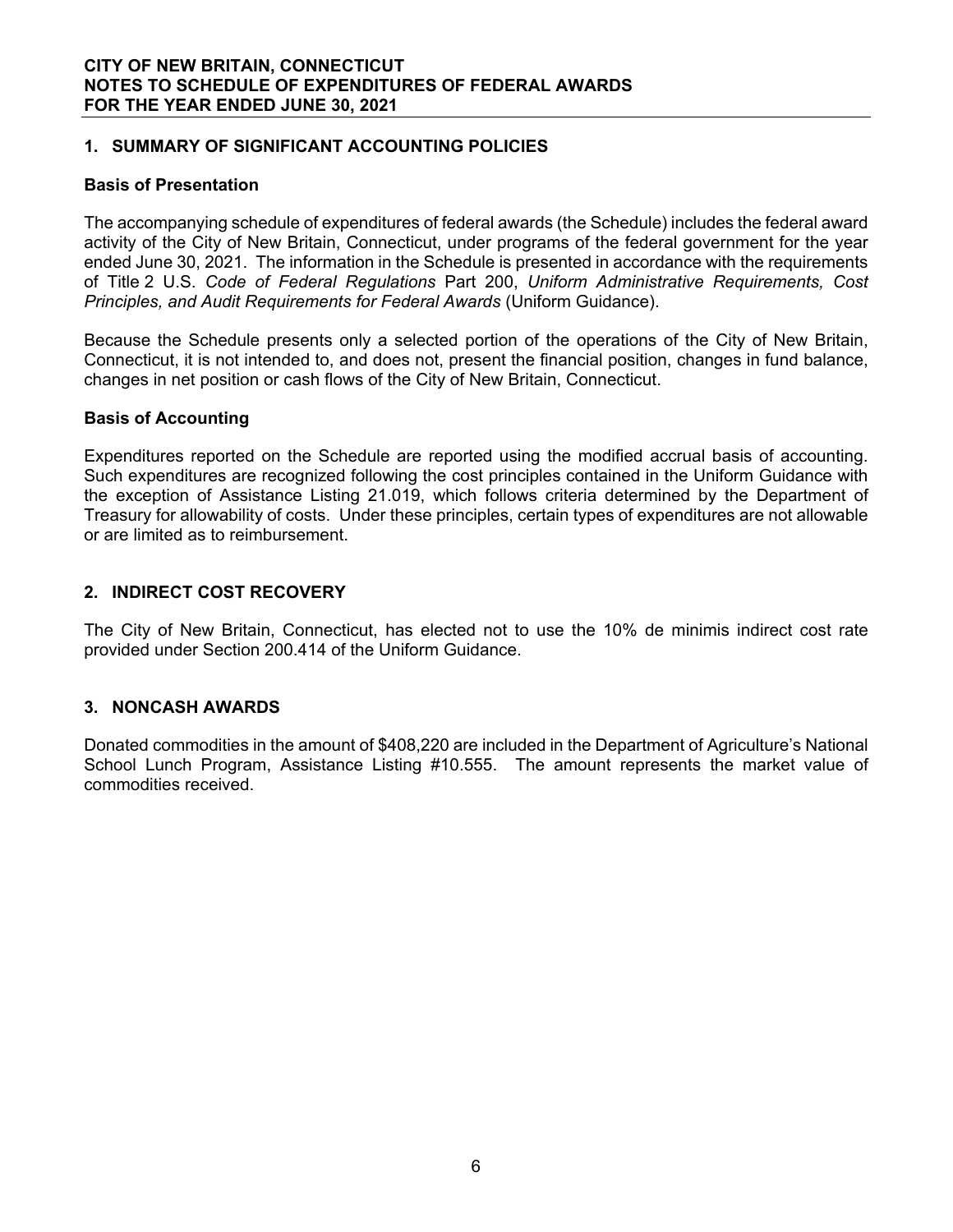**CITY OF NEW BRITAIN, CONNECTICUT**
**NOTES TO SCHEDULE OF EXPENDITURES OF FEDERAL AWARDS**
**FOR THE YEAR ENDED JUNE 30, 2021**

## 1. SUMMARY OF SIGNIFICANT ACCOUNTING POLICIES

### Basis of Presentation

The accompanying schedule of expenditures of federal awards (the Schedule) includes the federal award activity of the City of New Britain, Connecticut, under programs of the federal government for the year ended June 30, 2021. The information in the Schedule is presented in accordance with the requirements of Title 2 U.S. *Code of Federal Regulations* Part 200, *Uniform Administrative Requirements, Cost Principles, and Audit Requirements for Federal Awards* (Uniform Guidance).

Because the Schedule presents only a selected portion of the operations of the City of New Britain, Connecticut, it is not intended to, and does not, present the financial position, changes in fund balance, changes in net position or cash flows of the City of New Britain, Connecticut.

### Basis of Accounting

Expenditures reported on the Schedule are reported using the modified accrual basis of accounting. Such expenditures are recognized following the cost principles contained in the Uniform Guidance with the exception of Assistance Listing 21.019, which follows criteria determined by the Department of Treasury for allowability of costs. Under these principles, certain types of expenditures are not allowable or are limited as to reimbursement.

## 2. INDIRECT COST RECOVERY

The City of New Britain, Connecticut, has elected not to use the 10% de minimis indirect cost rate provided under Section 200.414 of the Uniform Guidance.

## 3. NONCASH AWARDS

Donated commodities in the amount of $408,220 are included in the Department of Agriculture's National School Lunch Program, Assistance Listing #10.555. The amount represents the market value of commodities received.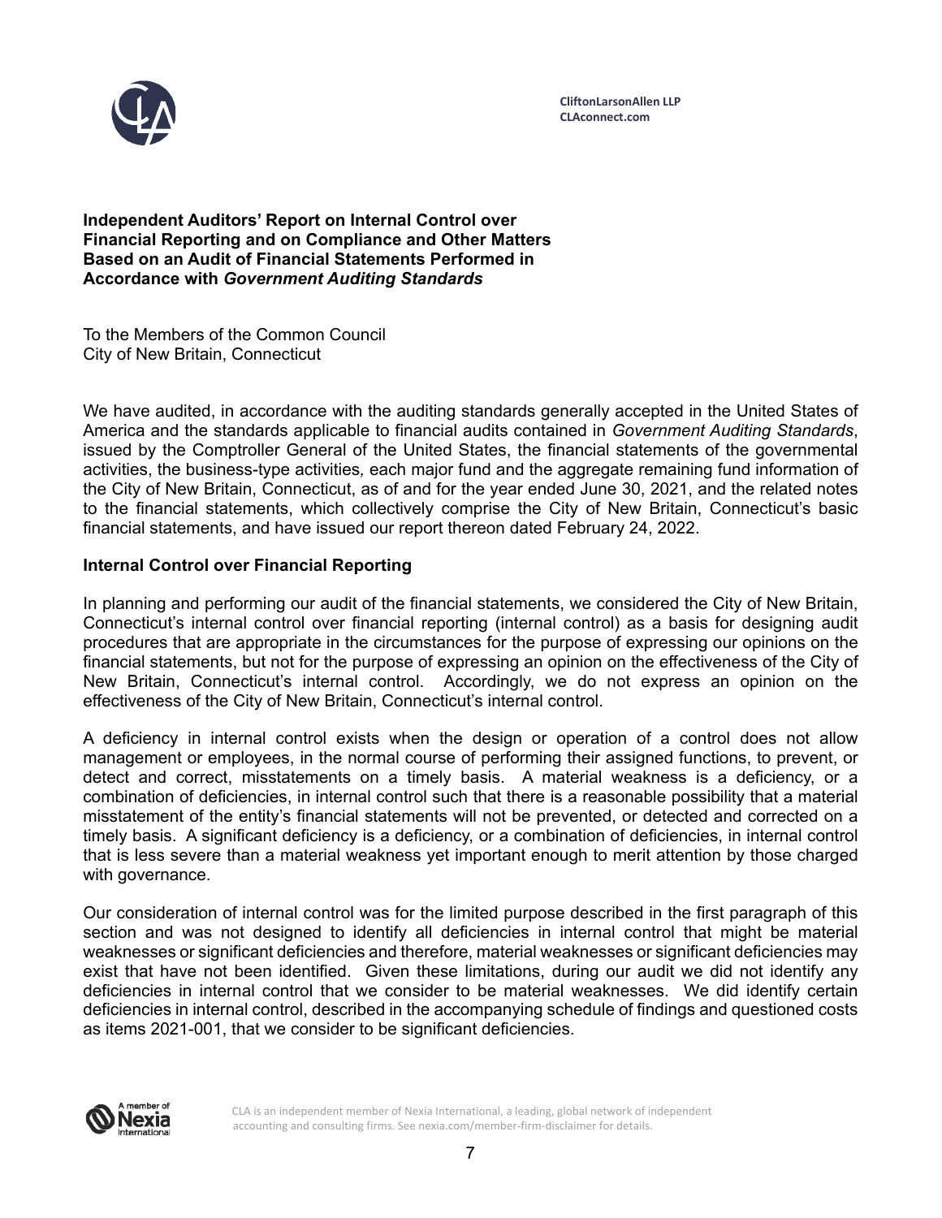CliftonLarsonAllen LLP
CLAconnect.com

**Independent Auditors' Report on Internal Control over Financial Reporting and on Compliance and Other Matters Based on an Audit of Financial Statements Performed in Accordance with *Government Auditing Standards***

To the Members of the Common Council
City of New Britain, Connecticut

We have audited, in accordance with the auditing standards generally accepted in the United States of America and the standards applicable to financial audits contained in *Government Auditing Standards*, issued by the Comptroller General of the United States, the financial statements of the governmental activities, the business-type activities, each major fund and the aggregate remaining fund information of the City of New Britain, Connecticut, as of and for the year ended June 30, 2021, and the related notes to the financial statements, which collectively comprise the City of New Britain, Connecticut's basic financial statements, and have issued our report thereon dated February 24, 2022.

**Internal Control over Financial Reporting**

In planning and performing our audit of the financial statements, we considered the City of New Britain, Connecticut's internal control over financial reporting (internal control) as a basis for designing audit procedures that are appropriate in the circumstances for the purpose of expressing our opinions on the financial statements, but not for the purpose of expressing an opinion on the effectiveness of the City of New Britain, Connecticut's internal control. Accordingly, we do not express an opinion on the effectiveness of the City of New Britain, Connecticut's internal control.

A deficiency in internal control exists when the design or operation of a control does not allow management or employees, in the normal course of performing their assigned functions, to prevent, or detect and correct, misstatements on a timely basis. A material weakness is a deficiency, or a combination of deficiencies, in internal control such that there is a reasonable possibility that a material misstatement of the entity's financial statements will not be prevented, or detected and corrected on a timely basis. A significant deficiency is a deficiency, or a combination of deficiencies, in internal control that is less severe than a material weakness yet important enough to merit attention by those charged with governance.

Our consideration of internal control was for the limited purpose described in the first paragraph of this section and was not designed to identify all deficiencies in internal control that might be material weaknesses or significant deficiencies and therefore, material weaknesses or significant deficiencies may exist that have not been identified. Given these limitations, during our audit we did not identify any deficiencies in internal control that we consider to be material weaknesses. We did identify certain deficiencies in internal control, described in the accompanying schedule of findings and questioned costs as items 2021-001, that we consider to be significant deficiencies.

CLA is an independent member of Nexia International, a leading, global network of independent accounting and consulting firms. See nexia.com/member-firm-disclaimer for details.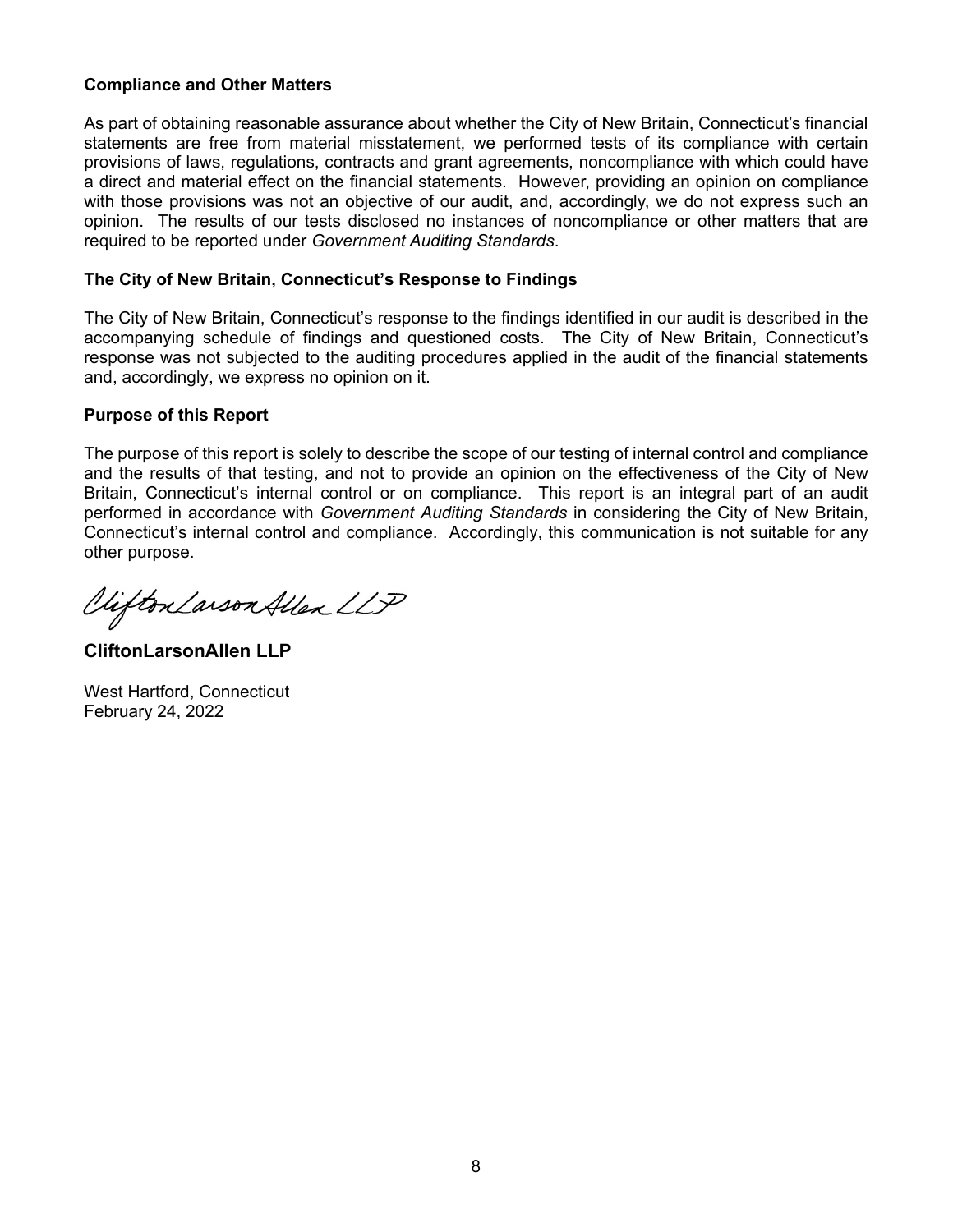### Compliance and Other Matters

As part of obtaining reasonable assurance about whether the City of New Britain, Connecticut's financial statements are free from material misstatement, we performed tests of its compliance with certain provisions of laws, regulations, contracts and grant agreements, noncompliance with which could have a direct and material effect on the financial statements. However, providing an opinion on compliance with those provisions was not an objective of our audit, and, accordingly, we do not express such an opinion. The results of our tests disclosed no instances of noncompliance or other matters that are required to be reported under *Government Auditing Standards*.

### The City of New Britain, Connecticut's Response to Findings

The City of New Britain, Connecticut's response to the findings identified in our audit is described in the accompanying schedule of findings and questioned costs. The City of New Britain, Connecticut's response was not subjected to the auditing procedures applied in the audit of the financial statements and, accordingly, we express no opinion on it.

### Purpose of this Report

The purpose of this report is solely to describe the scope of our testing of internal control and compliance and the results of that testing, and not to provide an opinion on the effectiveness of the City of New Britain, Connecticut's internal control or on compliance. This report is an integral part of an audit performed in accordance with *Government Auditing Standards* in considering the City of New Britain, Connecticut's internal control and compliance. Accordingly, this communication is not suitable for any other purpose.

CliftonLarsonAllen LLP

**CliftonLarsonAllen LLP**

West Hartford, Connecticut
February 24, 2022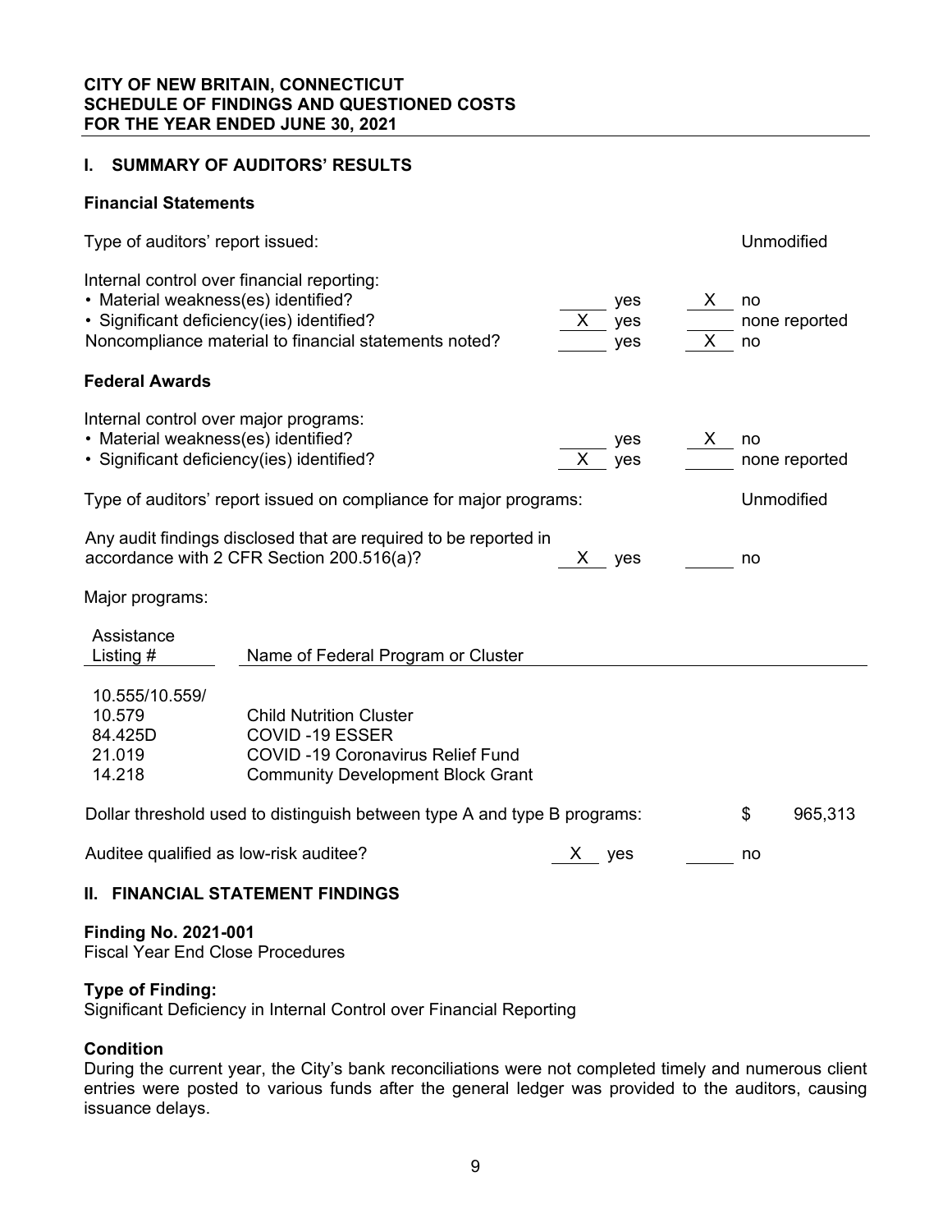**CITY OF NEW BRITAIN, CONNECTICUT**
**SCHEDULE OF FINDINGS AND QUESTIONED COSTS**
**FOR THE YEAR ENDED JUNE 30, 2021**

## I. SUMMARY OF AUDITORS' RESULTS

### Financial Statements

Type of auditors' report issued: Unmodified

Internal control over financial reporting:

- Material weakness(es) identified? ______ yes __X__ no
- Significant deficiency(ies) identified? __X__ yes ______ none reported

Noncompliance material to financial statements noted? ______ yes __X__ no

### Federal Awards

Internal control over major programs:

- Material weakness(es) identified? ______ yes __X__ no
- Significant deficiency(ies) identified? __X__ yes ______ none reported

Type of auditors' report issued on compliance for major programs: Unmodified

Any audit findings disclosed that are required to be reported in accordance with 2 CFR Section 200.516(a)? __X__ yes ______ no

Major programs:

| Assistance Listing # | Name of Federal Program or Cluster |
|---|---|
| 10.555/10.559/ 10.579 | Child Nutrition Cluster |
| 84.425D | COVID -19 ESSER |
| 21.019 | COVID -19 Coronavirus Relief Fund |
| 14.218 | Community Development Block Grant |

Dollar threshold used to distinguish between type A and type B programs: $ 965,313

Auditee qualified as low-risk auditee? __X__ yes ______ no

## II. FINANCIAL STATEMENT FINDINGS

**Finding No. 2021-001**
Fiscal Year End Close Procedures

**Type of Finding:**
Significant Deficiency in Internal Control over Financial Reporting

**Condition**
During the current year, the City's bank reconciliations were not completed timely and numerous client entries were posted to various funds after the general ledger was provided to the auditors, causing issuance delays.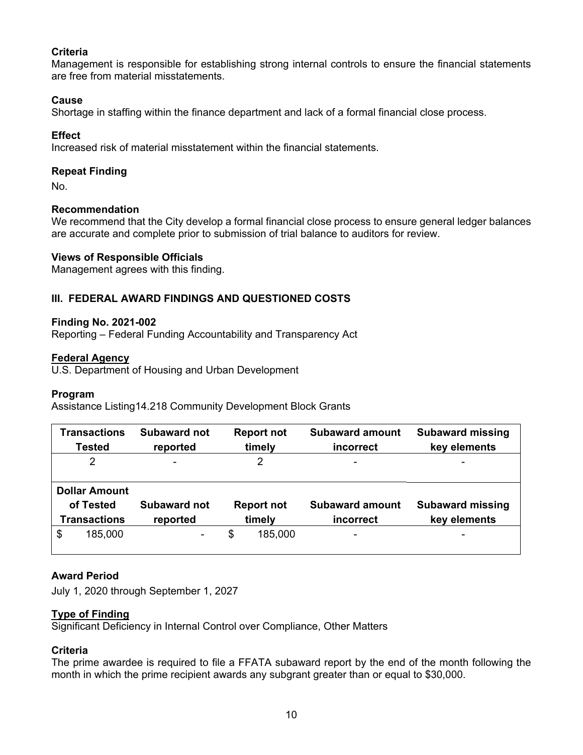**Criteria**
Management is responsible for establishing strong internal controls to ensure the financial statements are free from material misstatements.

**Cause**
Shortage in staffing within the finance department and lack of a formal financial close process.

**Effect**
Increased risk of material misstatement within the financial statements.

**Repeat Finding**

No.

**Recommendation**
We recommend that the City develop a formal financial close process to ensure general ledger balances are accurate and complete prior to submission of trial balance to auditors for review.

**Views of Responsible Officials**
Management agrees with this finding.

## III. FEDERAL AWARD FINDINGS AND QUESTIONED COSTS

**Finding No. 2021-002**
Reporting – Federal Funding Accountability and Transparency Act

**Federal Agency**
U.S. Department of Housing and Urban Development

**Program**
Assistance Listing14.218 Community Development Block Grants

| Transactions Tested | Subaward not reported | Report not timely | Subaward amount incorrect | Subaward missing key elements |
| --- | --- | --- | --- | --- |
| 2 | - | 2 | - | - |
| **Dollar Amount of Tested Transactions** | **Subaward not reported** | **Report not timely** | **Subaward amount incorrect** | **Subaward missing key elements** |
| $ 185,000 | - | $ 185,000 | - | - |

**Award Period**

July 1, 2020 through September 1, 2027

**Type of Finding**
Significant Deficiency in Internal Control over Compliance, Other Matters

**Criteria**
The prime awardee is required to file a FFATA subaward report by the end of the month following the month in which the prime recipient awards any subgrant greater than or equal to $30,000.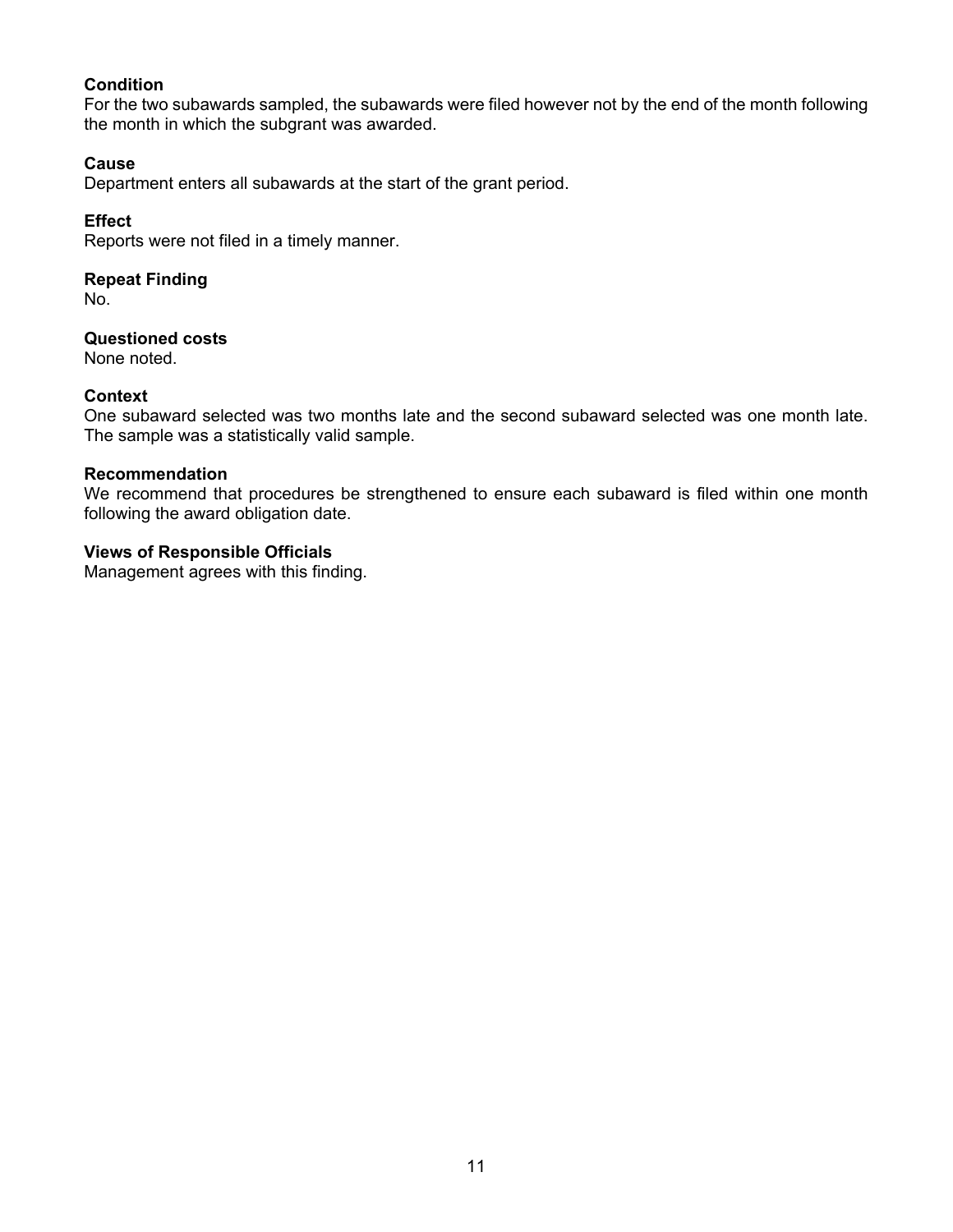**Condition**
For the two subawards sampled, the subawards were filed however not by the end of the month following the month in which the subgrant was awarded.

**Cause**
Department enters all subawards at the start of the grant period.

**Effect**
Reports were not filed in a timely manner.

**Repeat Finding**
No.

**Questioned costs**
None noted.

**Context**
One subaward selected was two months late and the second subaward selected was one month late. The sample was a statistically valid sample.

**Recommendation**
We recommend that procedures be strengthened to ensure each subaward is filed within one month following the award obligation date.

**Views of Responsible Officials**
Management agrees with this finding.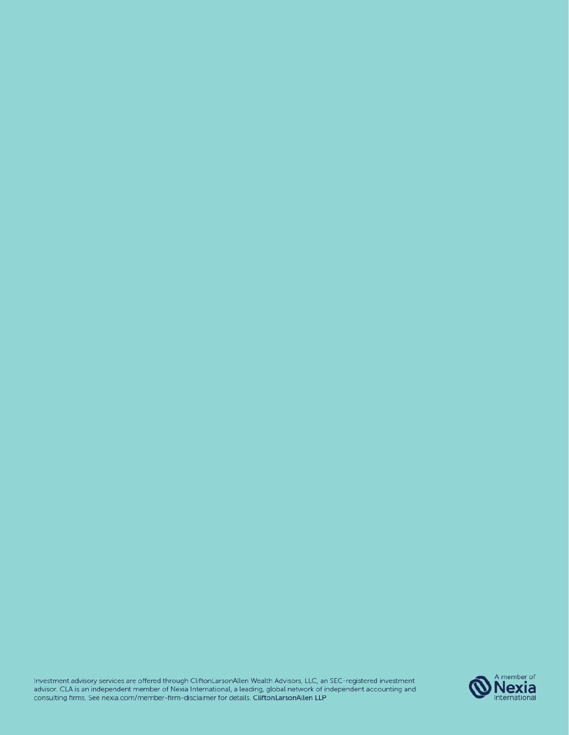Investment advisory services are offered through CliftonLarsonAllen Wealth Advisors, LLC, an SEC-registered investment advisor. CLA is an independent member of Nexia International, a leading, global network of independent accounting and consulting firms. See nexia.com/member-firm-disclaimer for details. **CliftonLarsonAllen LLP**

A member of Nexia International